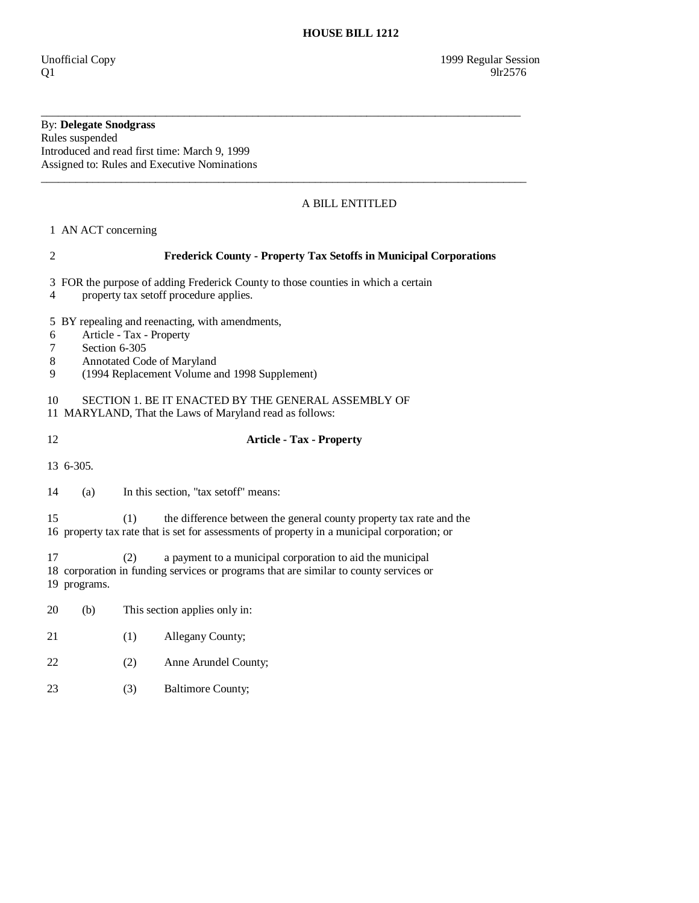# HOUSE BILL 1212

Unofficial Copy　　　　　　　　　　　　　　　　　　　　　　　　1999 Regular Session
Q1　　　　　　　　　　　　　　　　　　　　　　　　　　　　　　　9lr2576

---

By: **Delegate Snodgrass**
Rules suspended
Introduced and read first time: March 9, 1999
Assigned to: Rules and Executive Nominations

---

A BILL ENTITLED

1 AN ACT concerning

2 **Frederick County - Property Tax Setoffs in Municipal Corporations**

3 FOR the purpose of adding Frederick County to those counties in which a certain
4 property tax setoff procedure applies.

5 BY repealing and reenacting, with amendments,
6 Article - Tax - Property
7 Section 6-305
8 Annotated Code of Maryland
9 (1994 Replacement Volume and 1998 Supplement)

10 SECTION 1. BE IT ENACTED BY THE GENERAL ASSEMBLY OF
11 MARYLAND, That the Laws of Maryland read as follows:

12 **Article - Tax - Property**

13 6-305.

14 (a) In this section, "tax setoff" means:

15 (1) the difference between the general county property tax rate and the
16 property tax rate that is set for assessments of property in a municipal corporation; or

17 (2) a payment to a municipal corporation to aid the municipal
18 corporation in funding services or programs that are similar to county services or
19 programs.

20 (b) This section applies only in:

21 (1) Allegany County;

22 (2) Anne Arundel County;

23 (3) Baltimore County;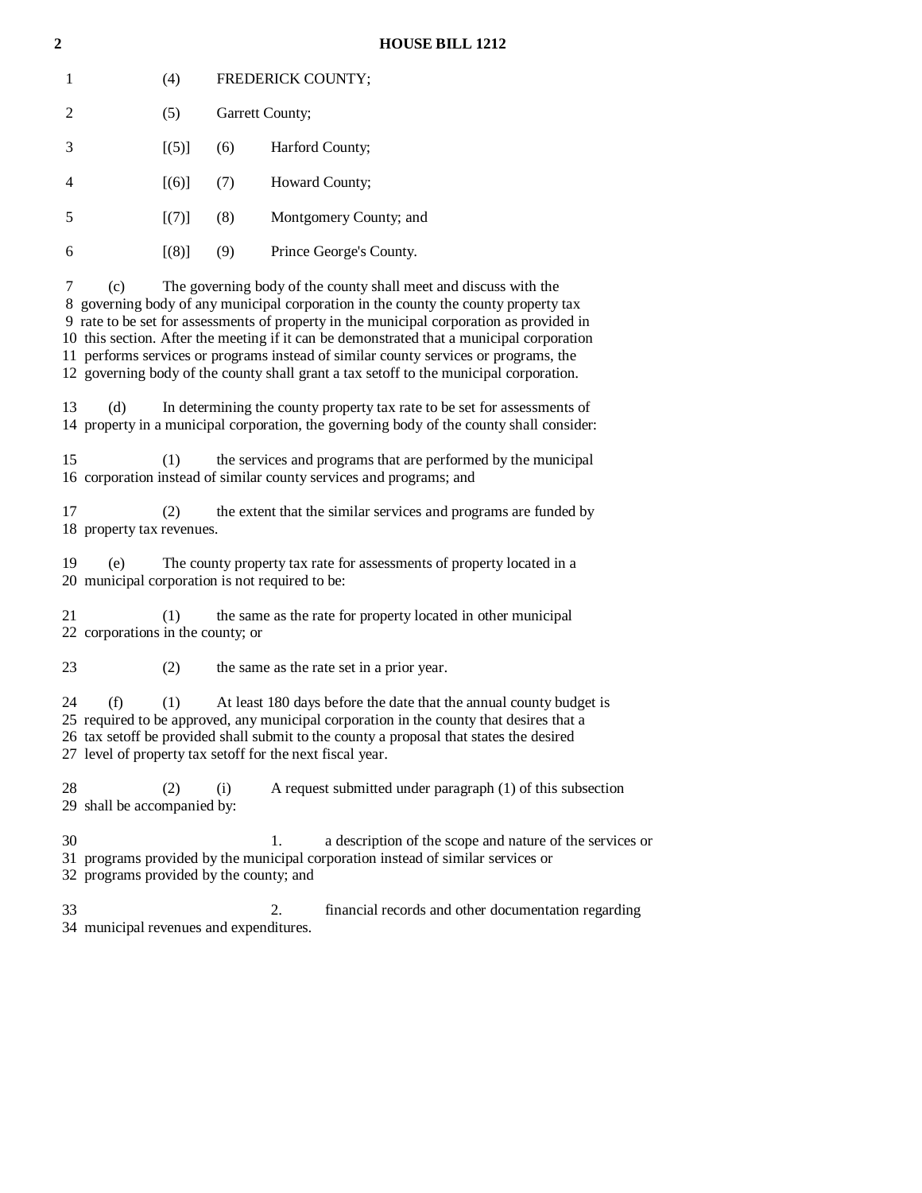(4) FREDERICK COUNTY;

(5) Garrett County;

[(5)] (6) Harford County;

[(6)] (7) Howard County;

[(7)] (8) Montgomery County; and

[(8)] (9) Prince George's County.

(c) The governing body of the county shall meet and discuss with the governing body of any municipal corporation in the county the county property tax rate to be set for assessments of property in the municipal corporation as provided in this section. After the meeting if it can be demonstrated that a municipal corporation performs services or programs instead of similar county services or programs, the governing body of the county shall grant a tax setoff to the municipal corporation.

(d) In determining the county property tax rate to be set for assessments of property in a municipal corporation, the governing body of the county shall consider:

(1) the services and programs that are performed by the municipal corporation instead of similar county services and programs; and

(2) the extent that the similar services and programs are funded by property tax revenues.

(e) The county property tax rate for assessments of property located in a municipal corporation is not required to be:

(1) the same as the rate for property located in other municipal corporations in the county; or

(2) the same as the rate set in a prior year.

(f) (1) At least 180 days before the date that the annual county budget is required to be approved, any municipal corporation in the county that desires that a tax setoff be provided shall submit to the county a proposal that states the desired level of property tax setoff for the next fiscal year.

(2) (i) A request submitted under paragraph (1) of this subsection shall be accompanied by:

1. a description of the scope and nature of the services or programs provided by the municipal corporation instead of similar services or programs provided by the county; and

2. financial records and other documentation regarding municipal revenues and expenditures.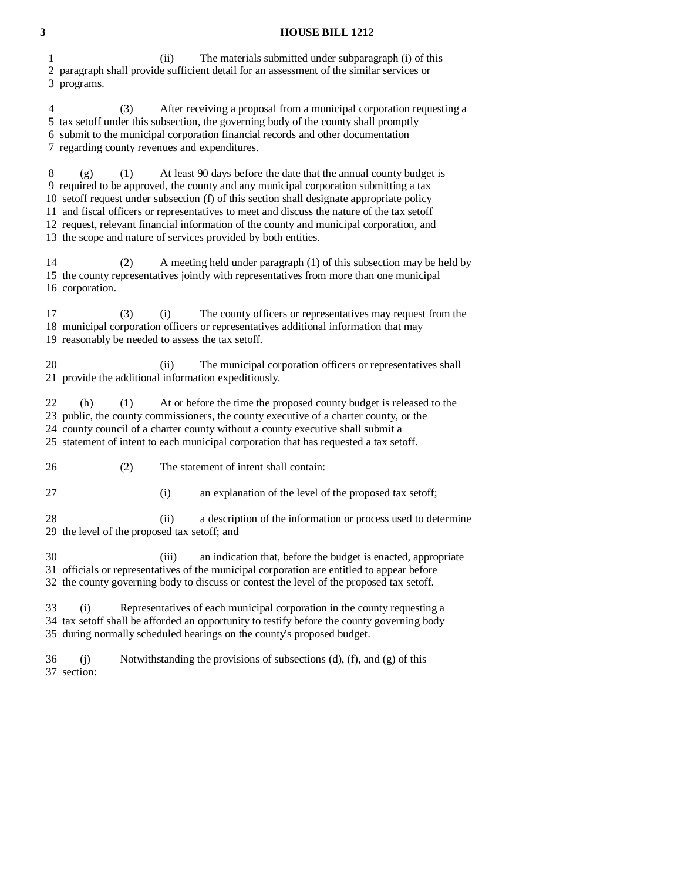(ii) The materials submitted under subparagraph (i) of this paragraph shall provide sufficient detail for an assessment of the similar services or programs.

(3) After receiving a proposal from a municipal corporation requesting a tax setoff under this subsection, the governing body of the county shall promptly submit to the municipal corporation financial records and other documentation regarding county revenues and expenditures.

(g) (1) At least 90 days before the date that the annual county budget is required to be approved, the county and any municipal corporation submitting a tax setoff request under subsection (f) of this section shall designate appropriate policy and fiscal officers or representatives to meet and discuss the nature of the tax setoff request, relevant financial information of the county and municipal corporation, and the scope and nature of services provided by both entities.

(2) A meeting held under paragraph (1) of this subsection may be held by the county representatives jointly with representatives from more than one municipal corporation.

(3) (i) The county officers or representatives may request from the municipal corporation officers or representatives additional information that may reasonably be needed to assess the tax setoff.

(ii) The municipal corporation officers or representatives shall provide the additional information expeditiously.

(h) (1) At or before the time the proposed county budget is released to the public, the county commissioners, the county executive of a charter county, or the county council of a charter county without a county executive shall submit a statement of intent to each municipal corporation that has requested a tax setoff.

(2) The statement of intent shall contain:

(i) an explanation of the level of the proposed tax setoff;

(ii) a description of the information or process used to determine the level of the proposed tax setoff; and

(iii) an indication that, before the budget is enacted, appropriate officials or representatives of the municipal corporation are entitled to appear before the county governing body to discuss or contest the level of the proposed tax setoff.

(i) Representatives of each municipal corporation in the county requesting a tax setoff shall be afforded an opportunity to testify before the county governing body during normally scheduled hearings on the county's proposed budget.

(j) Notwithstanding the provisions of subsections (d), (f), and (g) of this section: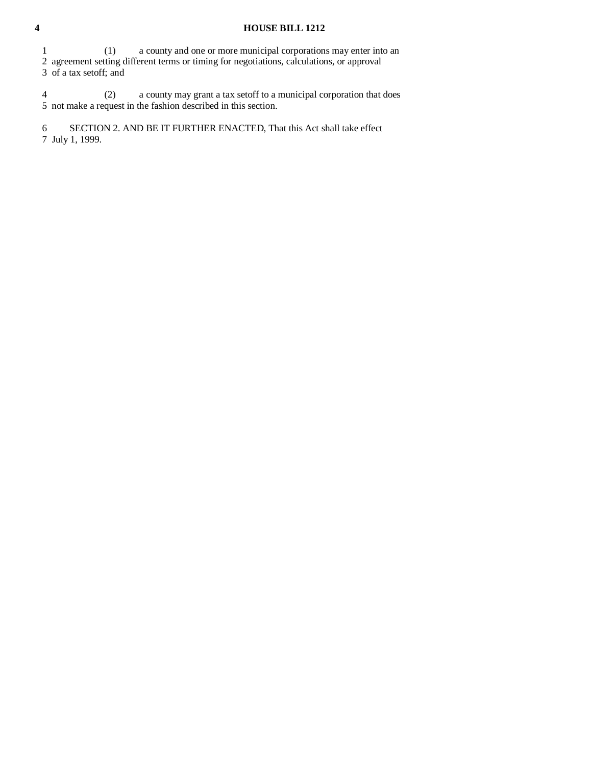(1) a county and one or more municipal corporations may enter into an agreement setting different terms or timing for negotiations, calculations, or approval of a tax setoff; and

(2) a county may grant a tax setoff to a municipal corporation that does not make a request in the fashion described in this section.

SECTION 2. AND BE IT FURTHER ENACTED, That this Act shall take effect July 1, 1999.